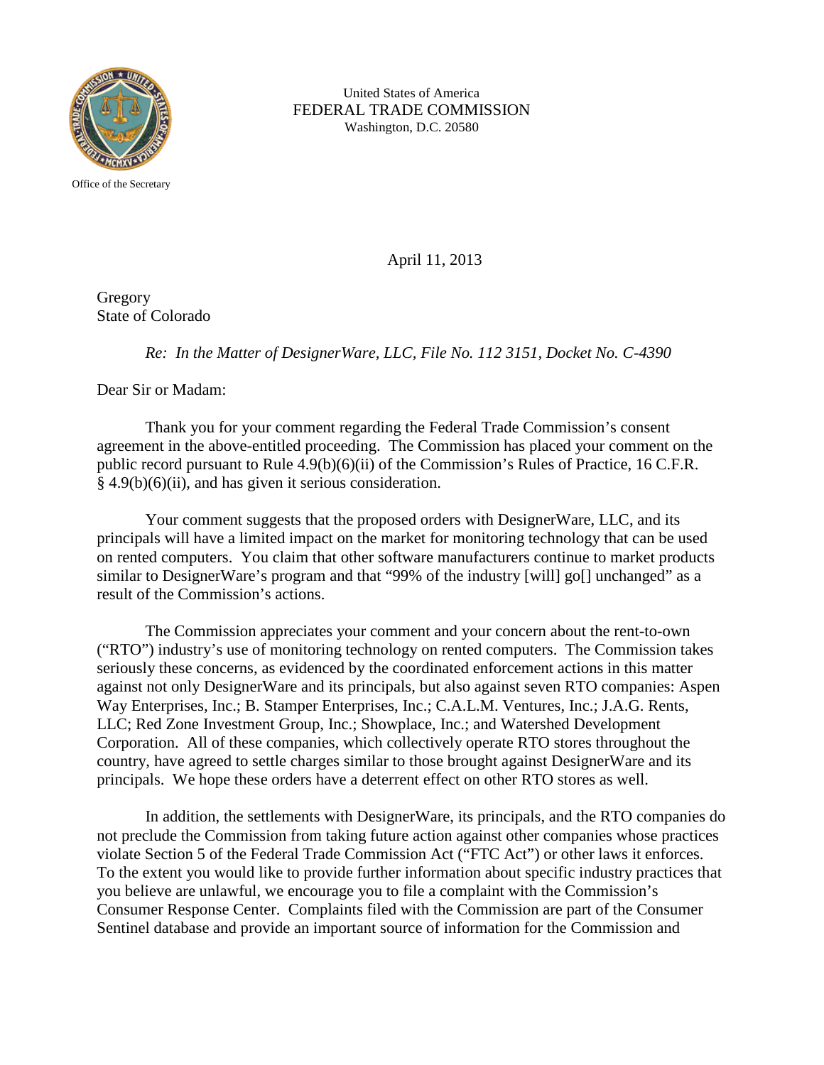United States of America
FEDERAL TRADE COMMISSION
Washington, D.C. 20580

Office of the Secretary

April 11, 2013

Gregory
State of Colorado

*Re: In the Matter of DesignerWare, LLC, File No. 112 3151, Docket No. C-4390*

Dear Sir or Madam:

Thank you for your comment regarding the Federal Trade Commission's consent agreement in the above-entitled proceeding. The Commission has placed your comment on the public record pursuant to Rule 4.9(b)(6)(ii) of the Commission's Rules of Practice, 16 C.F.R. § 4.9(b)(6)(ii), and has given it serious consideration.

Your comment suggests that the proposed orders with DesignerWare, LLC, and its principals will have a limited impact on the market for monitoring technology that can be used on rented computers. You claim that other software manufacturers continue to market products similar to DesignerWare's program and that "99% of the industry [will] go[] unchanged" as a result of the Commission's actions.

The Commission appreciates your comment and your concern about the rent-to-own ("RTO") industry's use of monitoring technology on rented computers. The Commission takes seriously these concerns, as evidenced by the coordinated enforcement actions in this matter against not only DesignerWare and its principals, but also against seven RTO companies: Aspen Way Enterprises, Inc.; B. Stamper Enterprises, Inc.; C.A.L.M. Ventures, Inc.; J.A.G. Rents, LLC; Red Zone Investment Group, Inc.; Showplace, Inc.; and Watershed Development Corporation. All of these companies, which collectively operate RTO stores throughout the country, have agreed to settle charges similar to those brought against DesignerWare and its principals. We hope these orders have a deterrent effect on other RTO stores as well.

In addition, the settlements with DesignerWare, its principals, and the RTO companies do not preclude the Commission from taking future action against other companies whose practices violate Section 5 of the Federal Trade Commission Act ("FTC Act") or other laws it enforces. To the extent you would like to provide further information about specific industry practices that you believe are unlawful, we encourage you to file a complaint with the Commission's Consumer Response Center. Complaints filed with the Commission are part of the Consumer Sentinel database and provide an important source of information for the Commission and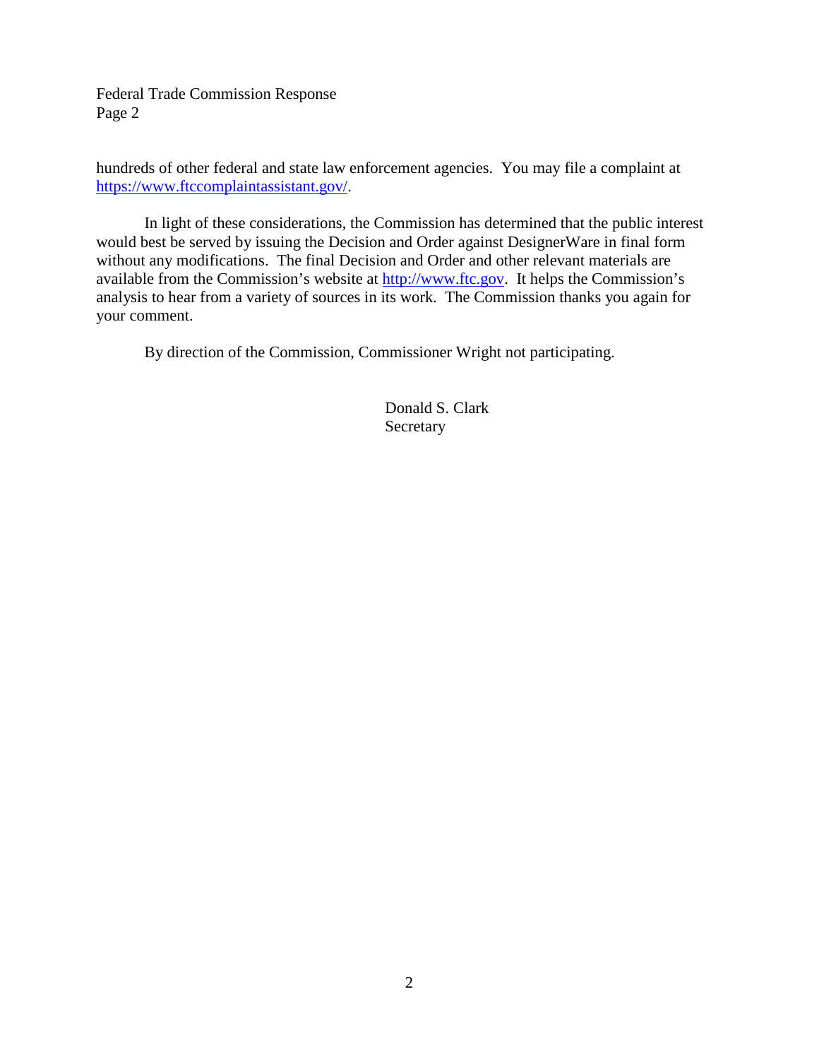hundreds of other federal and state law enforcement agencies. You may file a complaint at https://www.ftccomplaintassistant.gov/.

In light of these considerations, the Commission has determined that the public interest would best be served by issuing the Decision and Order against DesignerWare in final form without any modifications. The final Decision and Order and other relevant materials are available from the Commission's website at http://www.ftc.gov. It helps the Commission's analysis to hear from a variety of sources in its work. The Commission thanks you again for your comment.

By direction of the Commission, Commissioner Wright not participating.

Donald S. Clark
Secretary